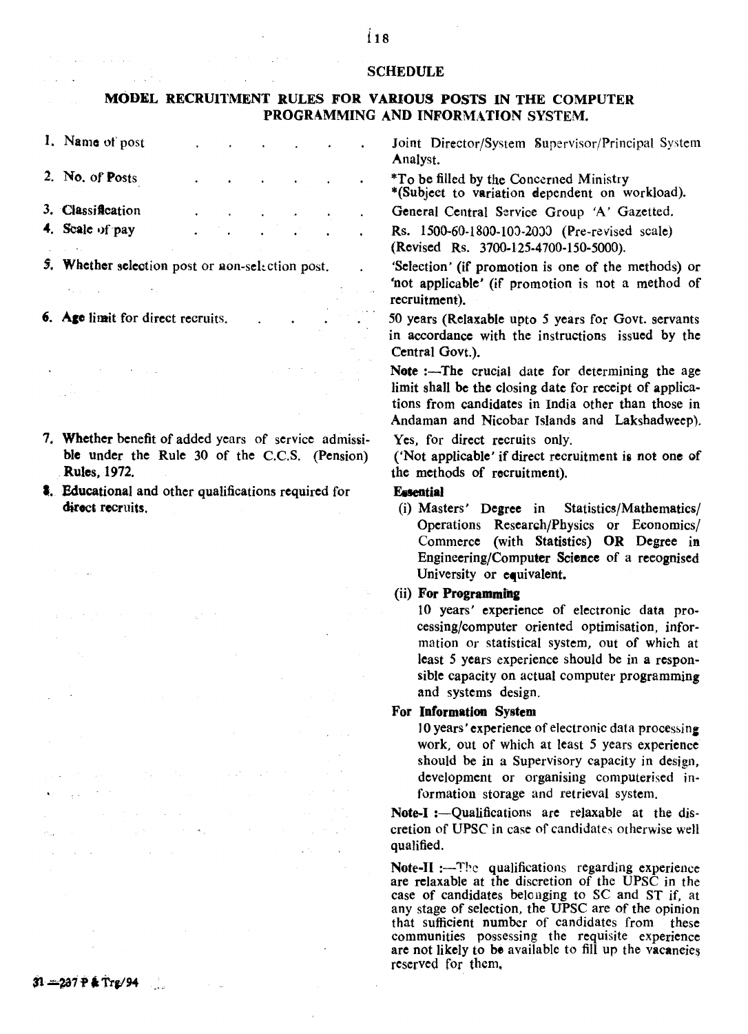## SCHEDULE

### MODEL RECRUITMENT RULES FOR VARIOUS POSTS IN THE COMPUTER PROGRAMMING AND INFORMATION SYSTEM.

| | |
|---|---|
| 1. Name of post | Joint Director/System Supervisor/Principal System Analyst. |
| 2. No. of Posts | *To be filled by the Concerned Ministry *(Subject to variation dependent on workload). |
| 3. Classification | General Central Service Group 'A' Gazetted. |
| 4. Scale of pay | Rs. 1500-60-1800-100-2000 (Pre-revised scale) (Revised Rs. 3700-125-4700-150-5000). |
| 5. Whether selection post or non-selection post. | 'Selection' (if promotion is one of the methods) or 'not applicable' (if promotion is not a method of recruitment). |
| 6. Age limit for direct recruits. | 50 years (Relaxable upto 5 years for Govt. servants in accordance with the instructions issued by the Central Govt.).<br><br>**Note** :—The crucial date for determining the age limit shall be the closing date for receipt of applications from candidates in India other than those in Andaman and Nicobar Islands and Lakshadweep). |
| 7. Whether benefit of added years of service admissible under the Rule 30 of the C.C.S. (Pension) Rules, 1972. | Yes, for direct recruits only.<br>('Not applicable' if direct recruitment is not one of the methods of recruitment). |
| 8. Educational and other qualifications required for direct recruits. | **Essential**<br>(i) Masters' Degree in Statistics/Mathematics/ Operations Research/Physics or Economics/ Commerce (with Statistics) **OR** Degree in Engineering/Computer Science of a recognised University or equivalent.<br>(ii) **For Programming**<br>10 years' experience of electronic data processing/computer oriented optimisation, information or statistical system, out of which at least 5 years experience should be in a responsible capacity on actual computer programming and systems design.<br>**For Information System**<br>10 years' experience of electronic data processing work, out of which at least 5 years experience should be in a Supervisory capacity in design, development or organising computerised information storage and retrieval system.<br><br>**Note-I** :—Qualifications are relaxable at the discretion of UPSC in case of candidates otherwise well qualified.<br><br>**Note-II** :—The qualifications regarding experience are relaxable at the discretion of the UPSC in the case of candidates belonging to SC and ST if, at any stage of selection, the UPSC are of the opinion that sufficient number of candidates from these communities possessing the requisite experience are not likely to be available to fill up the vacancies reserved for them. |

31—237 P & Trg/94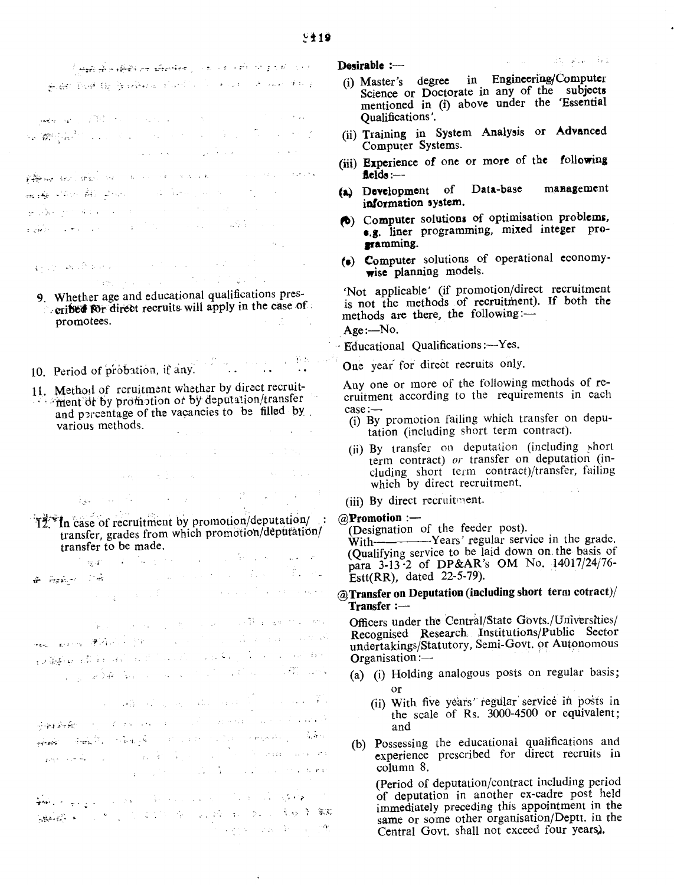**Desirable :—**

(i) Master's degree in Engineering/Computer Science or Doctorate in any of the subjects mentioned in (i) above under the 'Essential Qualifications'.

(ii) Training in System Analysis or Advanced Computer Systems.

(iii) Experience of one or more of the following fields :—

(a) Development of Data-base management information system.

(b) Computer solutions of optimisation problems, e.g. liner programming, mixed integer programming.

(c) Computer solutions of operational economy-wise planning models.

| | |
|---|---|
| 9. Whether age and educational qualifications prescribed for direct recruits will apply in the case of promotees. | 'Not applicable' (if promotion/direct recruitment is not the methods of recruitment). If both the methods are there, the following:— Age:—No. Educational Qualifications:—Yes. |
| 10. Period of probation, if any. | One year for direct recruits only. |
| 11. Method of recruitment whether by direct recruitment or by promotion or by deputation/transfer and percentage of the vacancies to be filled by various methods. | Any one or more of the following methods of recruitment according to the requirements in each case:— (i) By promotion failing which transfer on deputation (including short term contract). (ii) By transfer on deputation (including short term contract) *or* transfer on deputation (including short term contract)/transfer, failing which by direct recruitment. (iii) By direct recruitment. |
| 12. In case of recruitment by promotion/deputation/transfer, grades from which promotion/deputation/transfer to be made. | @**Promotion :—** (Designation of the feeder post). With————Years' regular service in the grade. (Qualifying service to be laid down on the basis of para 3-13·2 of DP&AR's OM No. 14017/24/76-Estt(RR), dated 22-5-79). |

@**Transfer on Deputation (including short term cotract)/ Transfer :—**

Officers under the Central/State Govts./Universities/ Recognised Research Institutions/Public Sector undertakings/Statutory, Semi-Govt. or Autonomous Organisation :—

(a) (i) Holding analogous posts on regular basis;

or

(ii) With five years' regular service in posts in the scale of Rs. 3000-4500 or equivalent; and

(b) Possessing the educational qualifications and experience prescribed for direct recruits in column 8.

(Period of deputation/contract including period of deputation in another ex-cadre post held immediately preceding this appointment in the same or some other organisation/Deptt. in the Central Govt. shall not exceed four years).